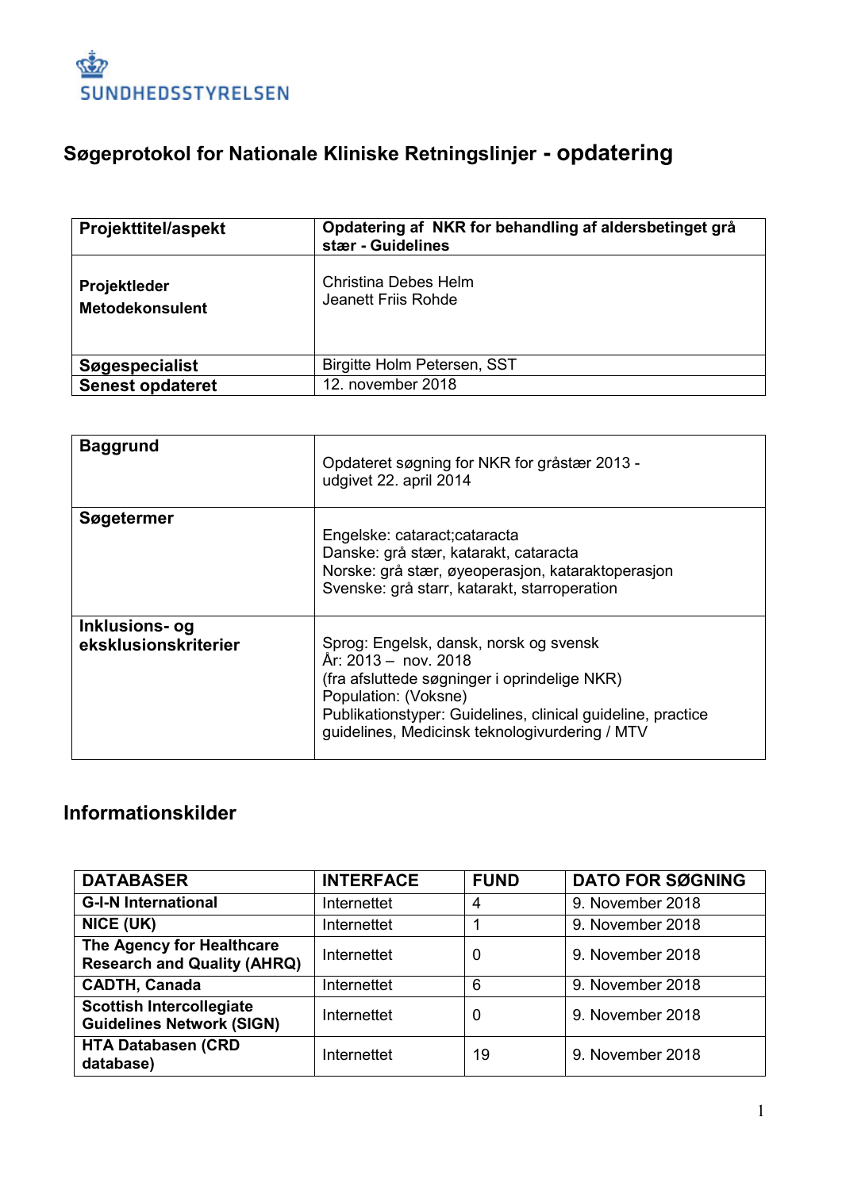SUNDHEDSSTYRELSEN

# Søgeprotokol for Nationale Kliniske Retningslinjer - opdatering

| **Projekttitel/aspekt** | **Opdatering af NKR for behandling af aldersbetinget grå stær - Guidelines** |
|---|---|
| **Projektleder**<br>**Metodekonsulent** | Christina Debes Helm<br>Jeanett Friis Rohde |
| **Søgespecialist** | Birgitte Holm Petersen, SST |
| **Senest opdateret** | 12. november 2018 |

| **Baggrund** | Opdateret søgning for NKR for gråstær 2013 - udgivet 22. april 2014 |
|---|---|
| **Søgetermer** | Engelske: cataract;cataracta<br>Danske: grå stær, katarakt, cataracta<br>Norske: grå stær, øyeoperasjon, kataraktoperasjon<br>Svenske: grå starr, katarakt, starroperation |
| **Inklusions- og eksklusionskriterier** | Sprog: Engelsk, dansk, norsk og svensk<br>År: 2013 – nov. 2018<br>(fra afsluttede søgninger i oprindelige NKR)<br>Population: (Voksne)<br>Publikationstyper: Guidelines, clinical guideline, practice guidelines, Medicinsk teknologivurdering / MTV |

## Informationskilder

| DATABASER | INTERFACE | FUND | DATO FOR SØGNING |
|---|---|---|---|
| **G-I-N International** | Internettet | 4 | 9. November 2018 |
| **NICE (UK)** | Internettet | 1 | 9. November 2018 |
| **The Agency for Healthcare Research and Quality (AHRQ)** | Internettet | 0 | 9. November 2018 |
| **CADTH, Canada** | Internettet | 6 | 9. November 2018 |
| **Scottish Intercollegiate Guidelines Network (SIGN)** | Internettet | 0 | 9. November 2018 |
| **HTA Databasen (CRD database)** | Internettet | 19 | 9. November 2018 |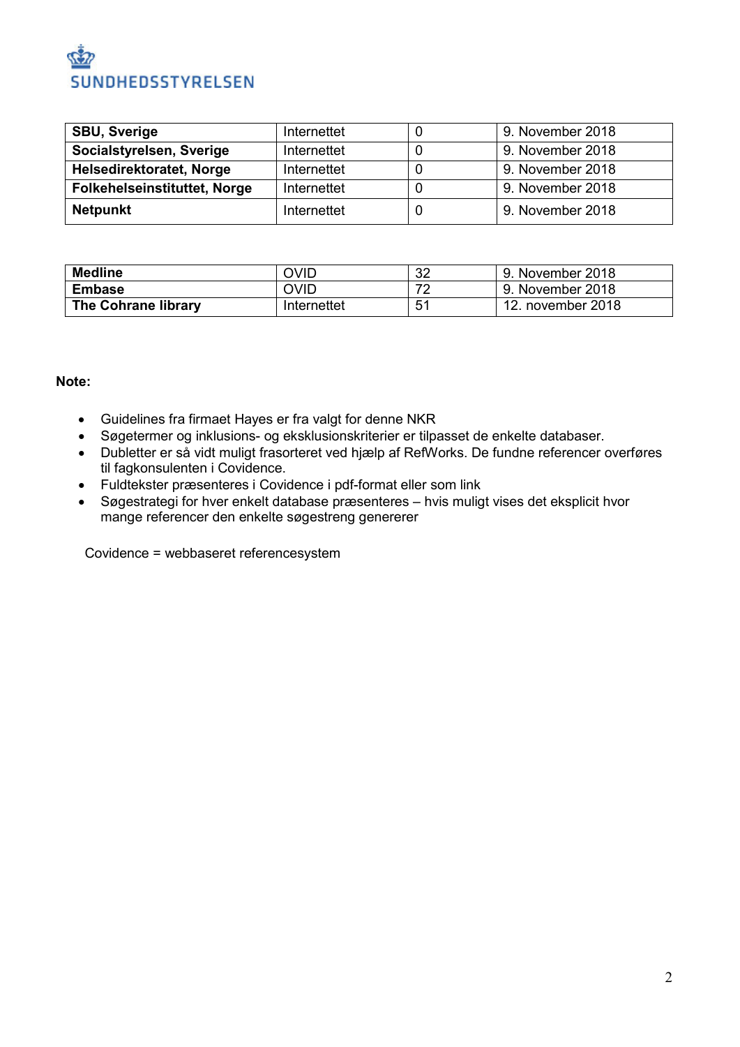| **SBU, Sverige** | Internettet | 0 | 9. November 2018 |
|---|---|---|---|
| **Socialstyrelsen, Sverige** | Internettet | 0 | 9. November 2018 |
| **Helsedirektoratet, Norge** | Internettet | 0 | 9. November 2018 |
| **Folkehelseinstituttet, Norge** | Internettet | 0 | 9. November 2018 |
| **Netpunkt** | Internettet | 0 | 9. November 2018 |

| **Medline** | OVID | 32 | 9. November 2018 |
|---|---|---|---|
| **Embase** | OVID | 72 | 9. November 2018 |
| **The Cohrane library** | Internettet | 51 | 12. november 2018 |

**Note:**

- Guidelines fra firmaet Hayes er fra valgt for denne NKR
- Søgetermer og inklusions- og eksklusionskriterier er tilpasset de enkelte databaser.
- Dubletter er så vidt muligt frasorteret ved hjælp af RefWorks. De fundne referencer overføres til fagkonsulenten i Covidence.
- Fuldtekster præsenteres i Covidence i pdf-format eller som link
- Søgestrategi for hver enkelt database præsenteres – hvis muligt vises det eksplicit hvor mange referencer den enkelte søgestreng genererer

Covidence = webbaseret referencesystem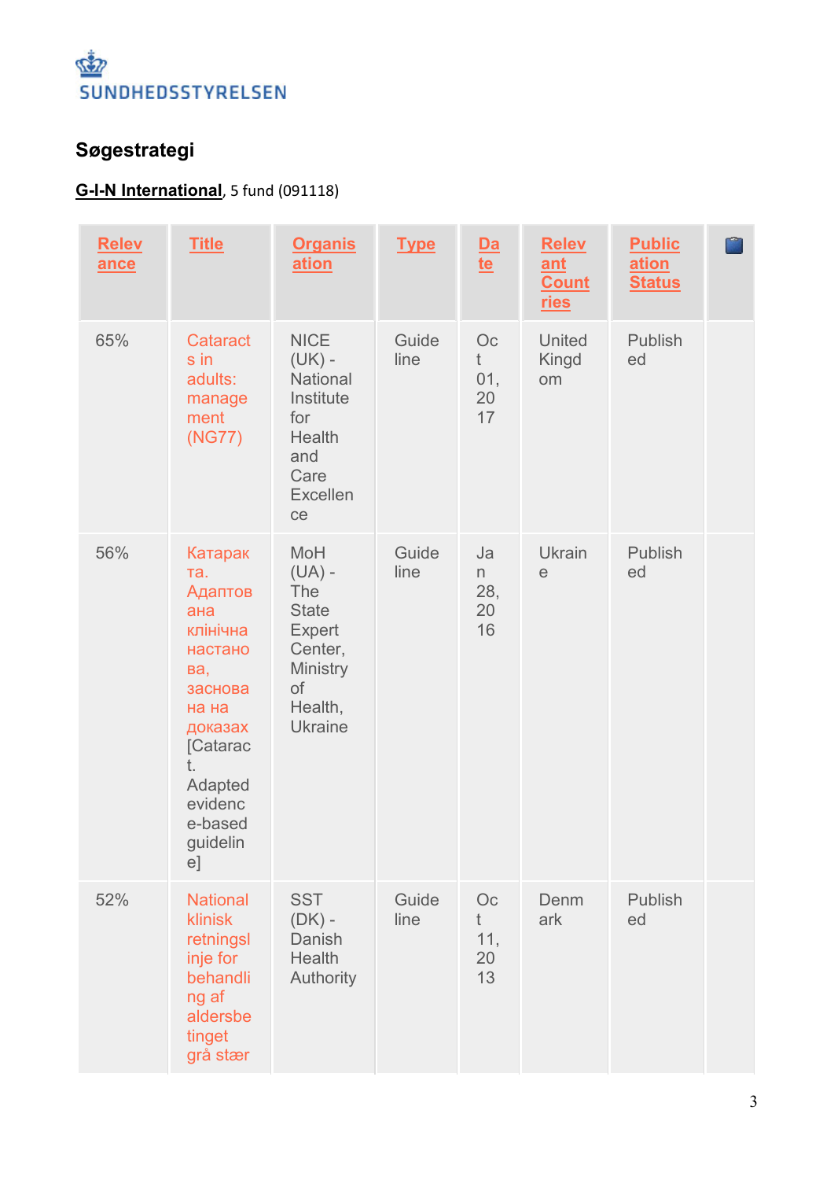## Søgestrategi

**G-I-N International**, 5 fund (091118)

| Relevance | Title | Organisation | Type | Date | Relevant Countries | Publication Status | |
|---|---|---|---|---|---|---|---|
| 65% | Cataracts in adults: management (NG77) | NICE (UK) - National Institute for Health and Care Excellence | Guideline | Oct 01, 2017 | United Kingdom | Published | |
| 56% | Катаракта. Адаптована клінічна настанова, заснована на доказах [Cataract. Adapted evidence-based guideline] | MoH (UA) - The State Expert Center, Ministry of Health, Ukraine | Guideline | Jan 28, 2016 | Ukraine | Published | |
| 52% | National klinisk retningslinje for behandling af aldersbetinget grå stær | SST (DK) - Danish Health Authority | Guideline | Oct 11, 2013 | Denmark | Published | |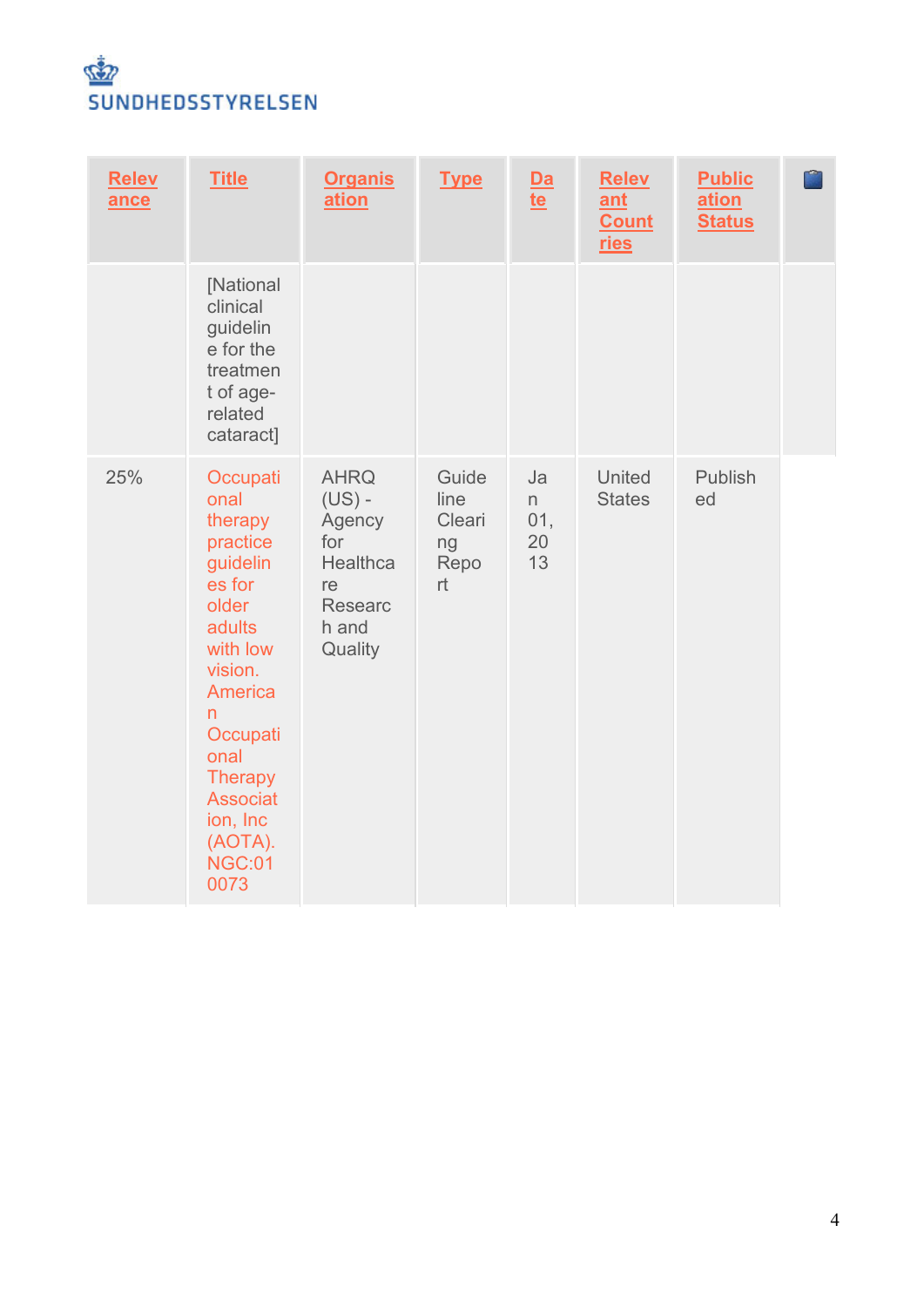| Relevance | Title | Organisation | Type | Date | Relevant Countries | Publication Status | |
|---|---|---|---|---|---|---|---|
| | [National clinical guideline for the treatment of age-related cataract] | | | | | | |
| 25% | Occupational therapy practice guidelines for older adults with low vision. American Occupational Therapy Association, Inc (AOTA). NGC:010073 | AHRQ (US) - Agency for Healthcare Research and Quality | Guideline Clearing Report | Jan 01, 2013 | United States | Published | |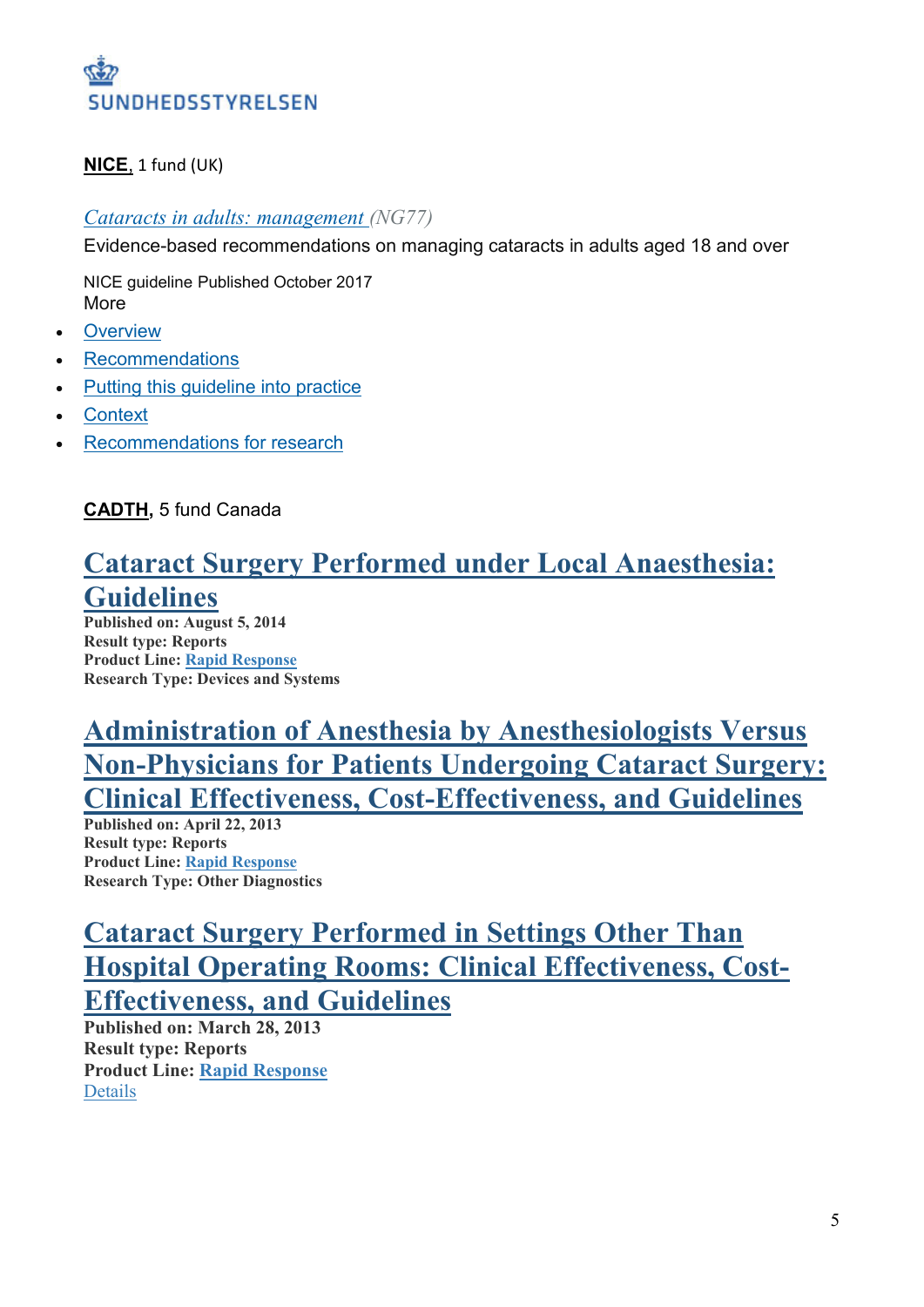**NICE**, 1 fund (UK)

*Cataracts in adults: management (NG77)*

Evidence-based recommendations on managing cataracts in adults aged 18 and over

NICE guideline Published October 2017
More

- Overview
- Recommendations
- Putting this guideline into practice
- Context
- Recommendations for research

**CADTH**, 5 fund Canada

## Cataract Surgery Performed under Local Anaesthesia: Guidelines

**Published on: August 5, 2014**
**Result type: Reports**
**Product Line: Rapid Response**
**Research Type: Devices and Systems**

## Administration of Anesthesia by Anesthesiologists Versus Non-Physicians for Patients Undergoing Cataract Surgery: Clinical Effectiveness, Cost-Effectiveness, and Guidelines

**Published on: April 22, 2013**
**Result type: Reports**
**Product Line: Rapid Response**
**Research Type: Other Diagnostics**

## Cataract Surgery Performed in Settings Other Than Hospital Operating Rooms: Clinical Effectiveness, Cost-Effectiveness, and Guidelines

**Published on: March 28, 2013**
**Result type: Reports**
**Product Line: Rapid Response**
Details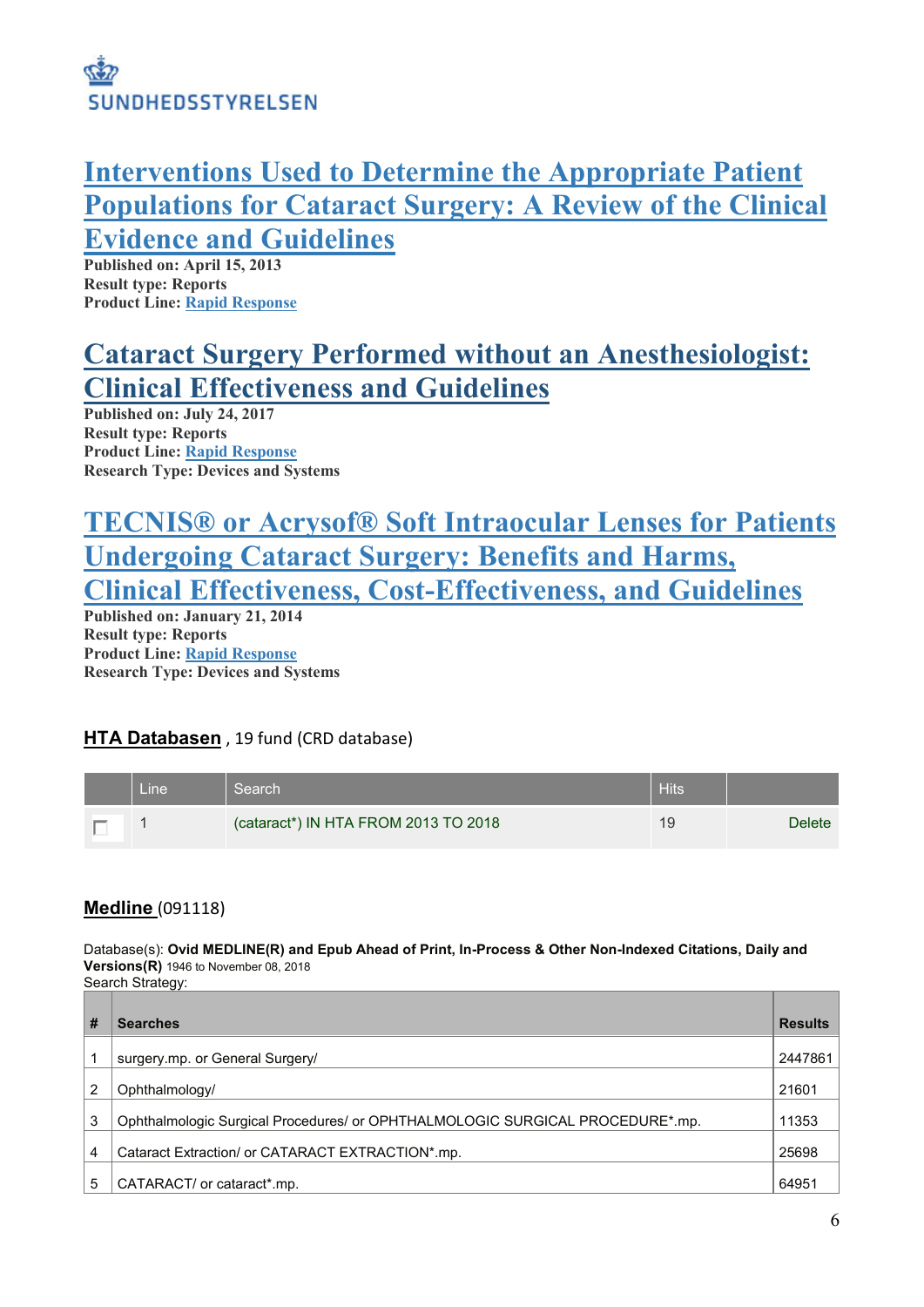## [Interventions Used to Determine the Appropriate Patient Populations for Cataract Surgery: A Review of the Clinical Evidence and Guidelines]

**Published on: April 15, 2013**
**Result type: Reports**
**Product Line: Rapid Response**

## [Cataract Surgery Performed without an Anesthesiologist: Clinical Effectiveness and Guidelines]

**Published on: July 24, 2017**
**Result type: Reports**
**Product Line: Rapid Response**
**Research Type: Devices and Systems**

## [TECNIS® or Acrysof® Soft Intraocular Lenses for Patients Undergoing Cataract Surgery: Benefits and Harms, Clinical Effectiveness, Cost-Effectiveness, and Guidelines]

**Published on: January 21, 2014**
**Result type: Reports**
**Product Line: Rapid Response**
**Research Type: Devices and Systems**

**HTA Databasen** , 19 fund (CRD database)

| | Line | Search | Hits | |
|---|---|---|---|---|
| ☐ | 1 | (cataract*) IN HTA FROM 2013 TO 2018 | 19 | Delete |

**Medline** (091118)

Database(s): **Ovid MEDLINE(R) and Epub Ahead of Print, In-Process & Other Non-Indexed Citations, Daily and Versions(R)** 1946 to November 08, 2018
Search Strategy:

| # | Searches | Results |
|---|---|---|
| 1 | surgery.mp. or General Surgery/ | 2447861 |
| 2 | Ophthalmology/ | 21601 |
| 3 | Ophthalmologic Surgical Procedures/ or OPHTHALMOLOGIC SURGICAL PROCEDURE*.mp. | 11353 |
| 4 | Cataract Extraction/ or CATARACT EXTRACTION*.mp. | 25698 |
| 5 | CATARACT/ or cataract*.mp. | 64951 |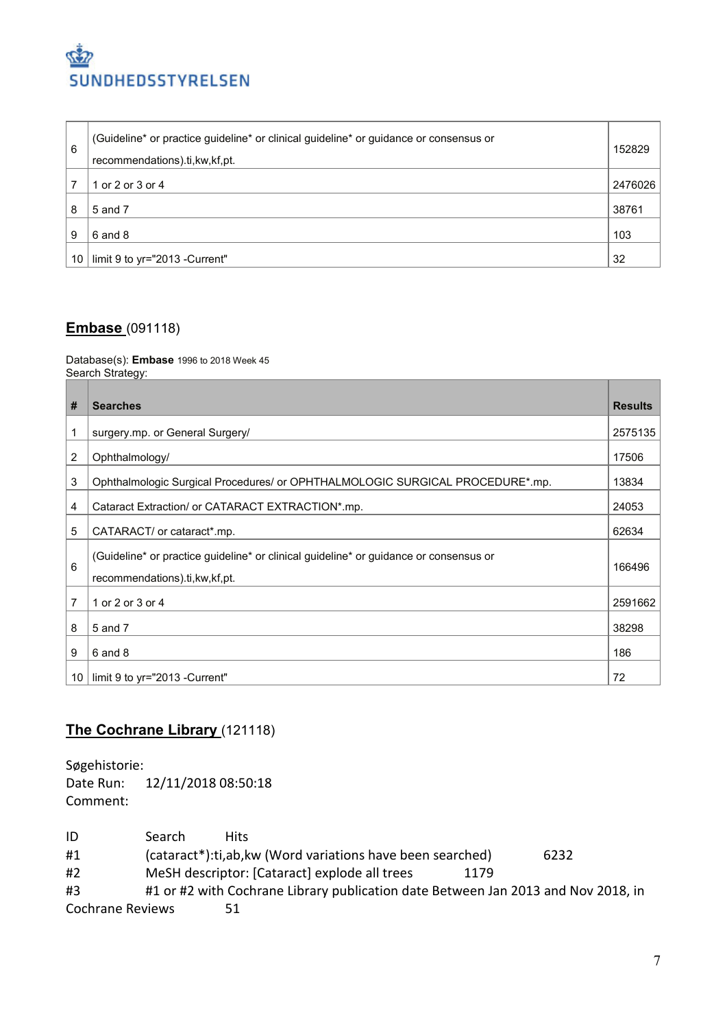| | | |
|---|---|---|
| 6 | (Guideline* or practice guideline* or clinical guideline* or guidance or consensus or recommendations).ti,kw,kf,pt. | 152829 |
| 7 | 1 or 2 or 3 or 4 | 2476026 |
| 8 | 5 and 7 | 38761 |
| 9 | 6 and 8 | 103 |
| 10 | limit 9 to yr="2013 -Current" | 32 |

## **Embase** (091118)

Database(s): **Embase** 1996 to 2018 Week 45
Search Strategy:

| # | Searches | Results |
|---|---|---|
| 1 | surgery.mp. or General Surgery/ | 2575135 |
| 2 | Ophthalmology/ | 17506 |
| 3 | Ophthalmologic Surgical Procedures/ or OPHTHALMOLOGIC SURGICAL PROCEDURE*.mp. | 13834 |
| 4 | Cataract Extraction/ or CATARACT EXTRACTION*.mp. | 24053 |
| 5 | CATARACT/ or cataract*.mp. | 62634 |
| 6 | (Guideline* or practice guideline* or clinical guideline* or guidance or consensus or recommendations).ti,kw,kf,pt. | 166496 |
| 7 | 1 or 2 or 3 or 4 | 2591662 |
| 8 | 5 and 7 | 38298 |
| 9 | 6 and 8 | 186 |
| 10 | limit 9 to yr="2013 -Current" | 72 |

## **The Cochrane Library** (121118)

Søgehistorie:
Date Run: 12/11/2018 08:50:18
Comment:

| ID | Search | Hits |
|---|---|---|
| #1 | (cataract*):ti,ab,kw (Word variations have been searched) | 6232 |
| #2 | MeSH descriptor: [Cataract] explode all trees | 1179 |
| #3 | #1 or #2 with Cochrane Library publication date Between Jan 2013 and Nov 2018, in Cochrane Reviews | 51 |